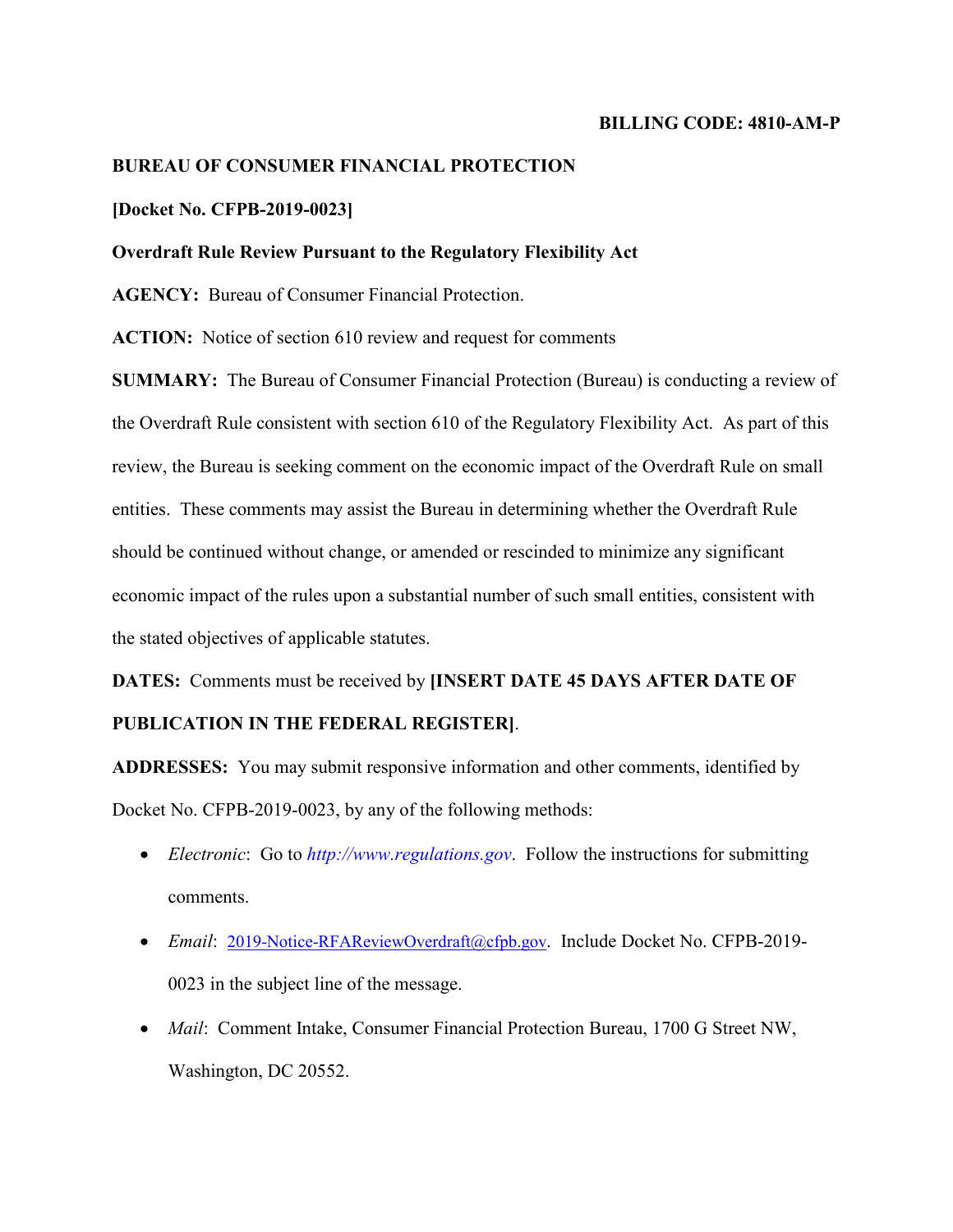**BILLING CODE: 4810-AM-P**

**BUREAU OF CONSUMER FINANCIAL PROTECTION**

**[Docket No. CFPB-2019-0023]**

**Overdraft Rule Review Pursuant to the Regulatory Flexibility Act**

**AGENCY:** Bureau of Consumer Financial Protection.

**ACTION:** Notice of section 610 review and request for comments

**SUMMARY:** The Bureau of Consumer Financial Protection (Bureau) is conducting a review of the Overdraft Rule consistent with section 610 of the Regulatory Flexibility Act. As part of this review, the Bureau is seeking comment on the economic impact of the Overdraft Rule on small entities. These comments may assist the Bureau in determining whether the Overdraft Rule should be continued without change, or amended or rescinded to minimize any significant economic impact of the rules upon a substantial number of such small entities, consistent with the stated objectives of applicable statutes.

**DATES:** Comments must be received by **[INSERT DATE 45 DAYS AFTER DATE OF PUBLICATION IN THE FEDERAL REGISTER]**.

**ADDRESSES:** You may submit responsive information and other comments, identified by Docket No. CFPB-2019-0023, by any of the following methods:

- *Electronic*: Go to *http://www.regulations.gov*. Follow the instructions for submitting comments.
- *Email*: 2019-Notice-RFAReviewOverdraft@cfpb.gov. Include Docket No. CFPB-2019-0023 in the subject line of the message.
- *Mail*: Comment Intake, Consumer Financial Protection Bureau, 1700 G Street NW, Washington, DC 20552.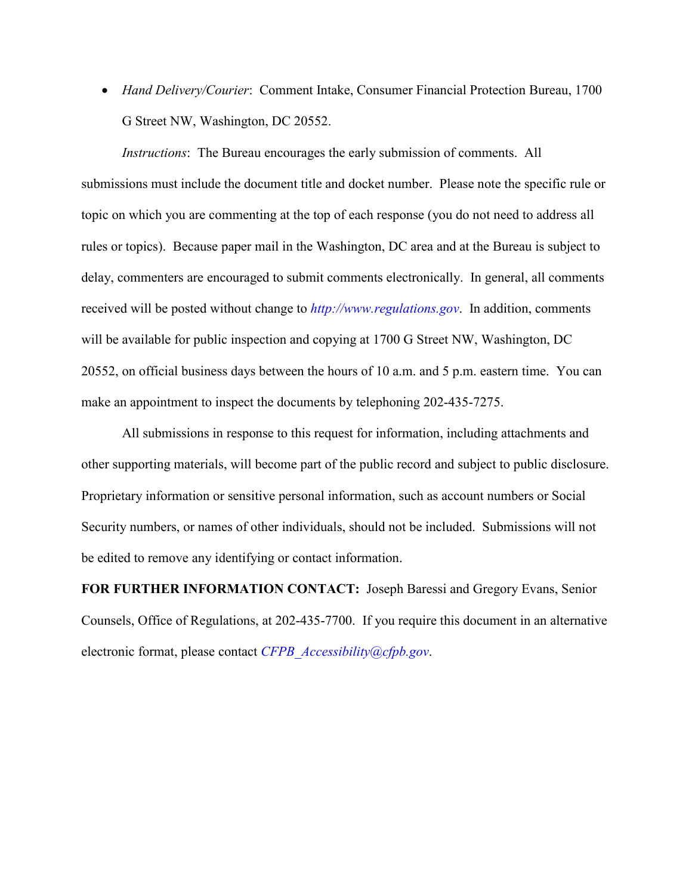- *Hand Delivery/Courier*: Comment Intake, Consumer Financial Protection Bureau, 1700 G Street NW, Washington, DC 20552.

*Instructions*: The Bureau encourages the early submission of comments. All submissions must include the document title and docket number. Please note the specific rule or topic on which you are commenting at the top of each response (you do not need to address all rules or topics). Because paper mail in the Washington, DC area and at the Bureau is subject to delay, commenters are encouraged to submit comments electronically. In general, all comments received will be posted without change to *http://www.regulations.gov*. In addition, comments will be available for public inspection and copying at 1700 G Street NW, Washington, DC 20552, on official business days between the hours of 10 a.m. and 5 p.m. eastern time. You can make an appointment to inspect the documents by telephoning 202-435-7275.

All submissions in response to this request for information, including attachments and other supporting materials, will become part of the public record and subject to public disclosure. Proprietary information or sensitive personal information, such as account numbers or Social Security numbers, or names of other individuals, should not be included. Submissions will not be edited to remove any identifying or contact information.

**FOR FURTHER INFORMATION CONTACT:** Joseph Baressi and Gregory Evans, Senior Counsels, Office of Regulations, at 202-435-7700. If you require this document in an alternative electronic format, please contact *CFPB_Accessibility@cfpb.gov*.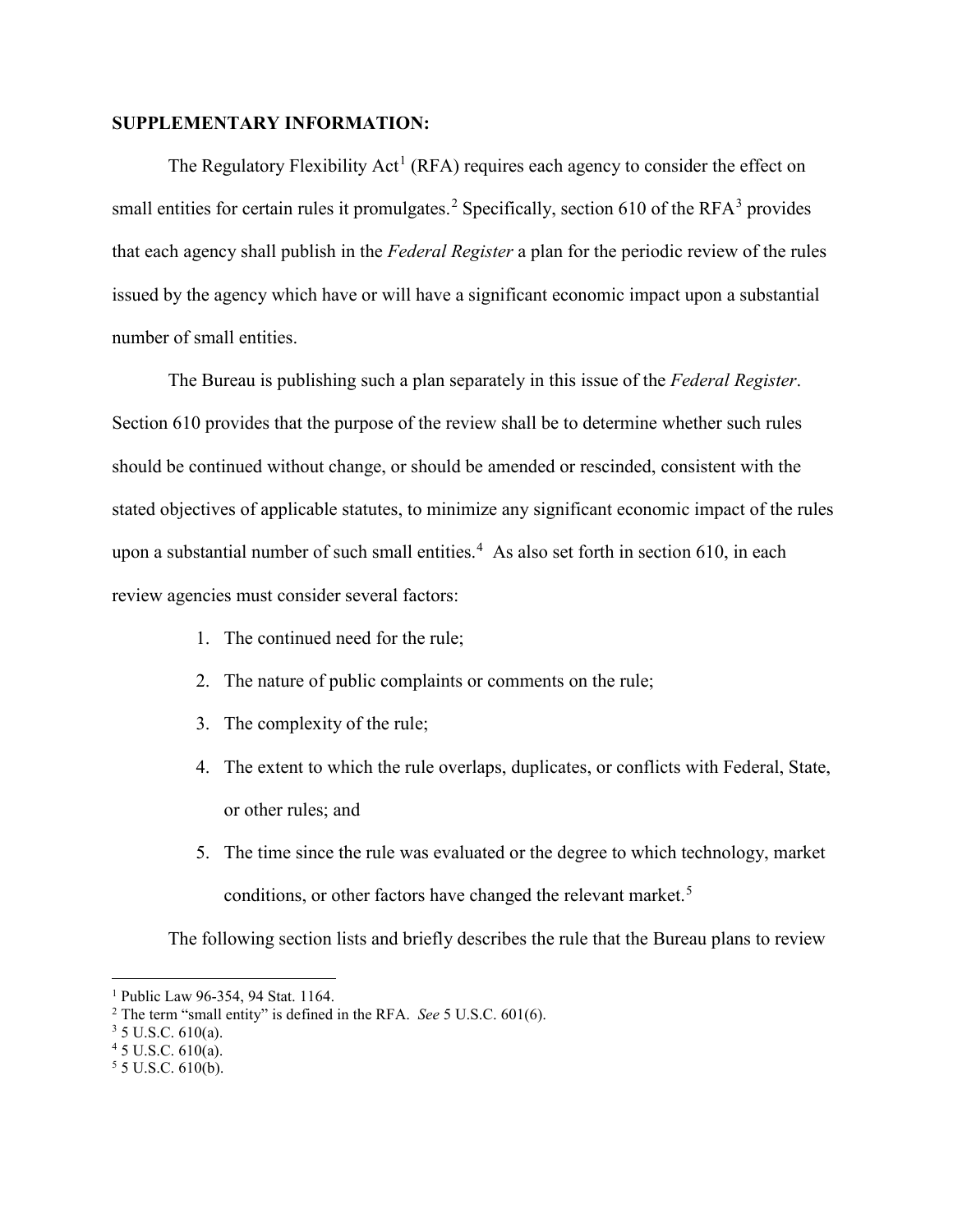**SUPPLEMENTARY INFORMATION:**

The Regulatory Flexibility Act[1] (RFA) requires each agency to consider the effect on small entities for certain rules it promulgates.[2] Specifically, section 610 of the RFA[3] provides that each agency shall publish in the *Federal Register* a plan for the periodic review of the rules issued by the agency which have or will have a significant economic impact upon a substantial number of small entities.

The Bureau is publishing such a plan separately in this issue of the *Federal Register*. Section 610 provides that the purpose of the review shall be to determine whether such rules should be continued without change, or should be amended or rescinded, consistent with the stated objectives of applicable statutes, to minimize any significant economic impact of the rules upon a substantial number of such small entities.[4] As also set forth in section 610, in each review agencies must consider several factors:

1. The continued need for the rule;
2. The nature of public complaints or comments on the rule;
3. The complexity of the rule;
4. The extent to which the rule overlaps, duplicates, or conflicts with Federal, State, or other rules; and
5. The time since the rule was evaluated or the degree to which technology, market conditions, or other factors have changed the relevant market.[5]

The following section lists and briefly describes the rule that the Bureau plans to review

---

[1] Public Law 96-354, 94 Stat. 1164.

[2] The term "small entity" is defined in the RFA. *See* 5 U.S.C. 601(6).

[3] 5 U.S.C. 610(a).

[4] 5 U.S.C. 610(a).

[5] 5 U.S.C. 610(b).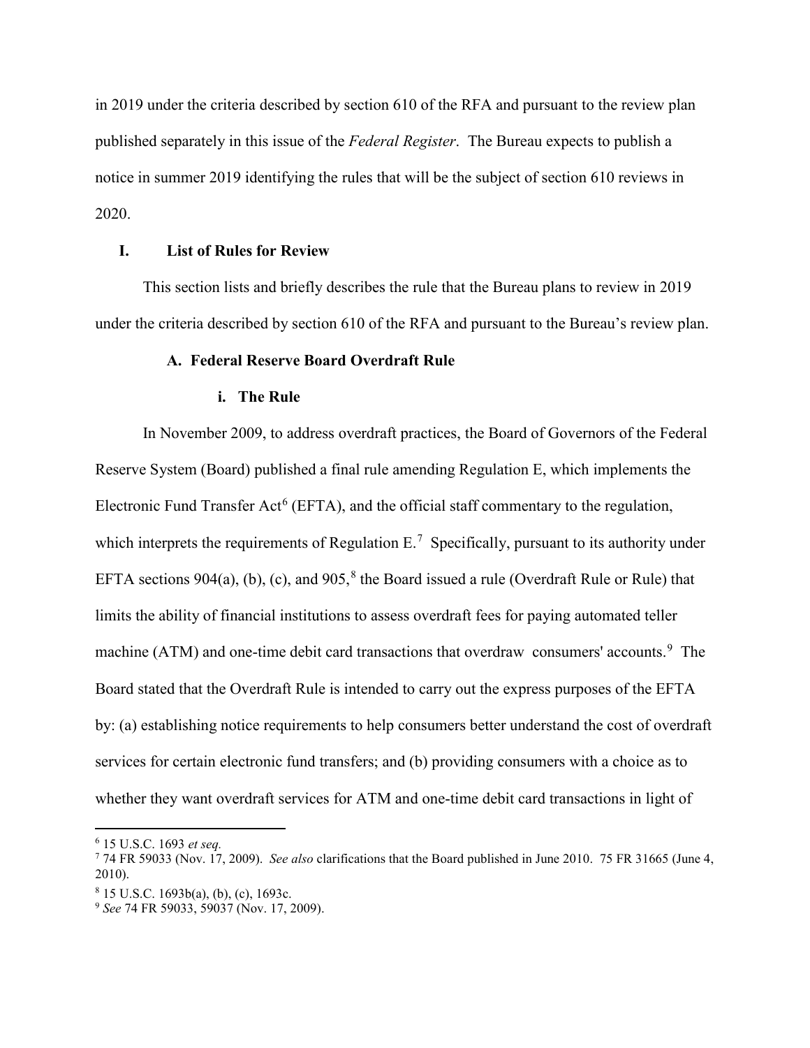in 2019 under the criteria described by section 610 of the RFA and pursuant to the review plan published separately in this issue of the *Federal Register*. The Bureau expects to publish a notice in summer 2019 identifying the rules that will be the subject of section 610 reviews in 2020.

## I. List of Rules for Review

This section lists and briefly describes the rule that the Bureau plans to review in 2019 under the criteria described by section 610 of the RFA and pursuant to the Bureau's review plan.

### A. Federal Reserve Board Overdraft Rule

#### i. The Rule

In November 2009, to address overdraft practices, the Board of Governors of the Federal Reserve System (Board) published a final rule amending Regulation E, which implements the Electronic Fund Transfer Act[6] (EFTA), and the official staff commentary to the regulation, which interprets the requirements of Regulation E.[7] Specifically, pursuant to its authority under EFTA sections 904(a), (b), (c), and 905,[8] the Board issued a rule (Overdraft Rule or Rule) that limits the ability of financial institutions to assess overdraft fees for paying automated teller machine (ATM) and one-time debit card transactions that overdraw consumers' accounts.[9] The Board stated that the Overdraft Rule is intended to carry out the express purposes of the EFTA by: (a) establishing notice requirements to help consumers better understand the cost of overdraft services for certain electronic fund transfers; and (b) providing consumers with a choice as to whether they want overdraft services for ATM and one-time debit card transactions in light of

---

[6] 15 U.S.C. 1693 *et seq.*

[7] 74 FR 59033 (Nov. 17, 2009). *See also* clarifications that the Board published in June 2010. 75 FR 31665 (June 4, 2010).

[8] 15 U.S.C. 1693b(a), (b), (c), 1693c.

[9] *See* 74 FR 59033, 59037 (Nov. 17, 2009).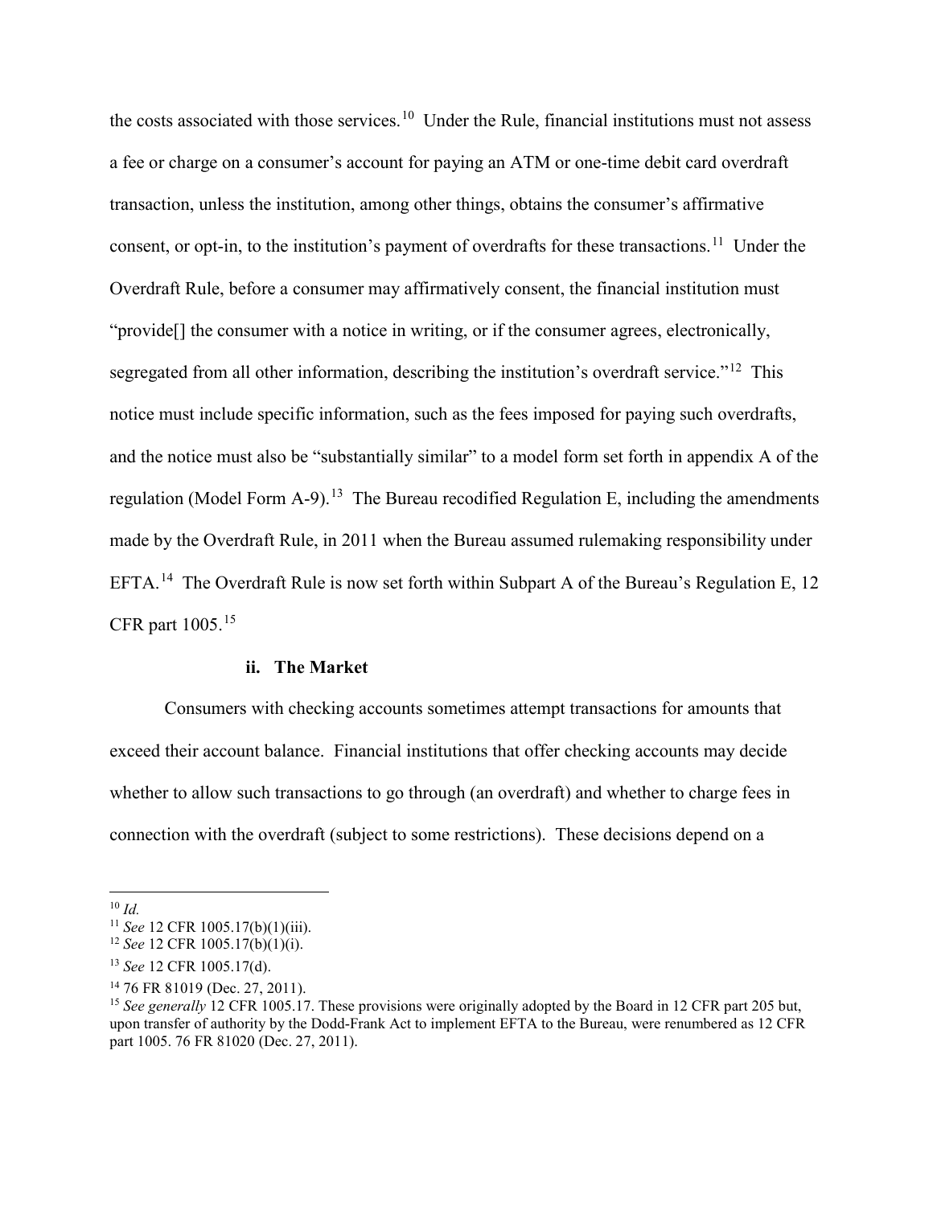the costs associated with those services.[10] Under the Rule, financial institutions must not assess a fee or charge on a consumer's account for paying an ATM or one-time debit card overdraft transaction, unless the institution, among other things, obtains the consumer's affirmative consent, or opt-in, to the institution's payment of overdrafts for these transactions.[11] Under the Overdraft Rule, before a consumer may affirmatively consent, the financial institution must "provide[] the consumer with a notice in writing, or if the consumer agrees, electronically, segregated from all other information, describing the institution's overdraft service."[12] This notice must include specific information, such as the fees imposed for paying such overdrafts, and the notice must also be "substantially similar" to a model form set forth in appendix A of the regulation (Model Form A-9).[13] The Bureau recodified Regulation E, including the amendments made by the Overdraft Rule, in 2011 when the Bureau assumed rulemaking responsibility under EFTA.[14] The Overdraft Rule is now set forth within Subpart A of the Bureau's Regulation E, 12 CFR part 1005.[15]

#### ii. The Market

Consumers with checking accounts sometimes attempt transactions for amounts that exceed their account balance. Financial institutions that offer checking accounts may decide whether to allow such transactions to go through (an overdraft) and whether to charge fees in connection with the overdraft (subject to some restrictions). These decisions depend on a

---

[10] *Id.*

[11] *See* 12 CFR 1005.17(b)(1)(iii).

[12] *See* 12 CFR 1005.17(b)(1)(i).

[13] *See* 12 CFR 1005.17(d).

[14] 76 FR 81019 (Dec. 27, 2011).

[15] *See generally* 12 CFR 1005.17. These provisions were originally adopted by the Board in 12 CFR part 205 but, upon transfer of authority by the Dodd-Frank Act to implement EFTA to the Bureau, were renumbered as 12 CFR part 1005. 76 FR 81020 (Dec. 27, 2011).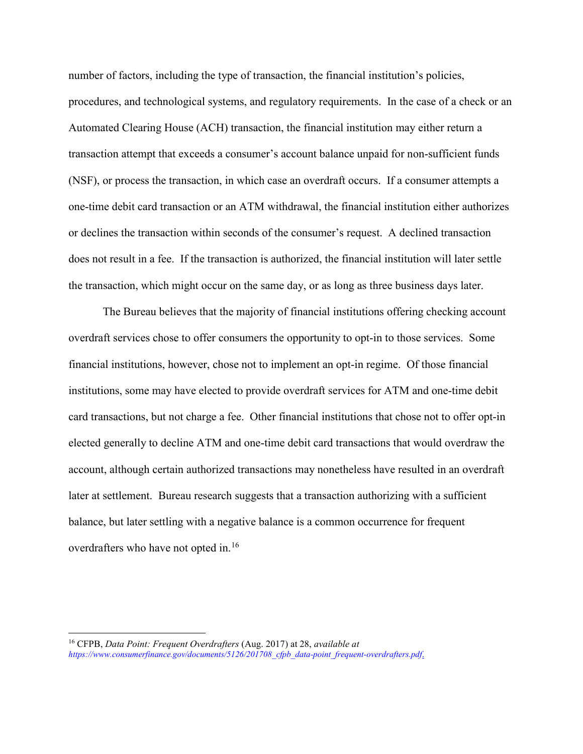number of factors, including the type of transaction, the financial institution's policies, procedures, and technological systems, and regulatory requirements. In the case of a check or an Automated Clearing House (ACH) transaction, the financial institution may either return a transaction attempt that exceeds a consumer's account balance unpaid for non-sufficient funds (NSF), or process the transaction, in which case an overdraft occurs. If a consumer attempts a one-time debit card transaction or an ATM withdrawal, the financial institution either authorizes or declines the transaction within seconds of the consumer's request. A declined transaction does not result in a fee. If the transaction is authorized, the financial institution will later settle the transaction, which might occur on the same day, or as long as three business days later.

The Bureau believes that the majority of financial institutions offering checking account overdraft services chose to offer consumers the opportunity to opt-in to those services. Some financial institutions, however, chose not to implement an opt-in regime. Of those financial institutions, some may have elected to provide overdraft services for ATM and one-time debit card transactions, but not charge a fee. Other financial institutions that chose not to offer opt-in elected generally to decline ATM and one-time debit card transactions that would overdraw the account, although certain authorized transactions may nonetheless have resulted in an overdraft later at settlement. Bureau research suggests that a transaction authorizing with a sufficient balance, but later settling with a negative balance is a common occurrence for frequent overdrafters who have not opted in.[16]

---

[16] CFPB, *Data Point: Frequent Overdrafters* (Aug. 2017) at 28, *available at https://www.consumerfinance.gov/documents/5126/201708_cfpb_data-point_frequent-overdrafters.pdf*.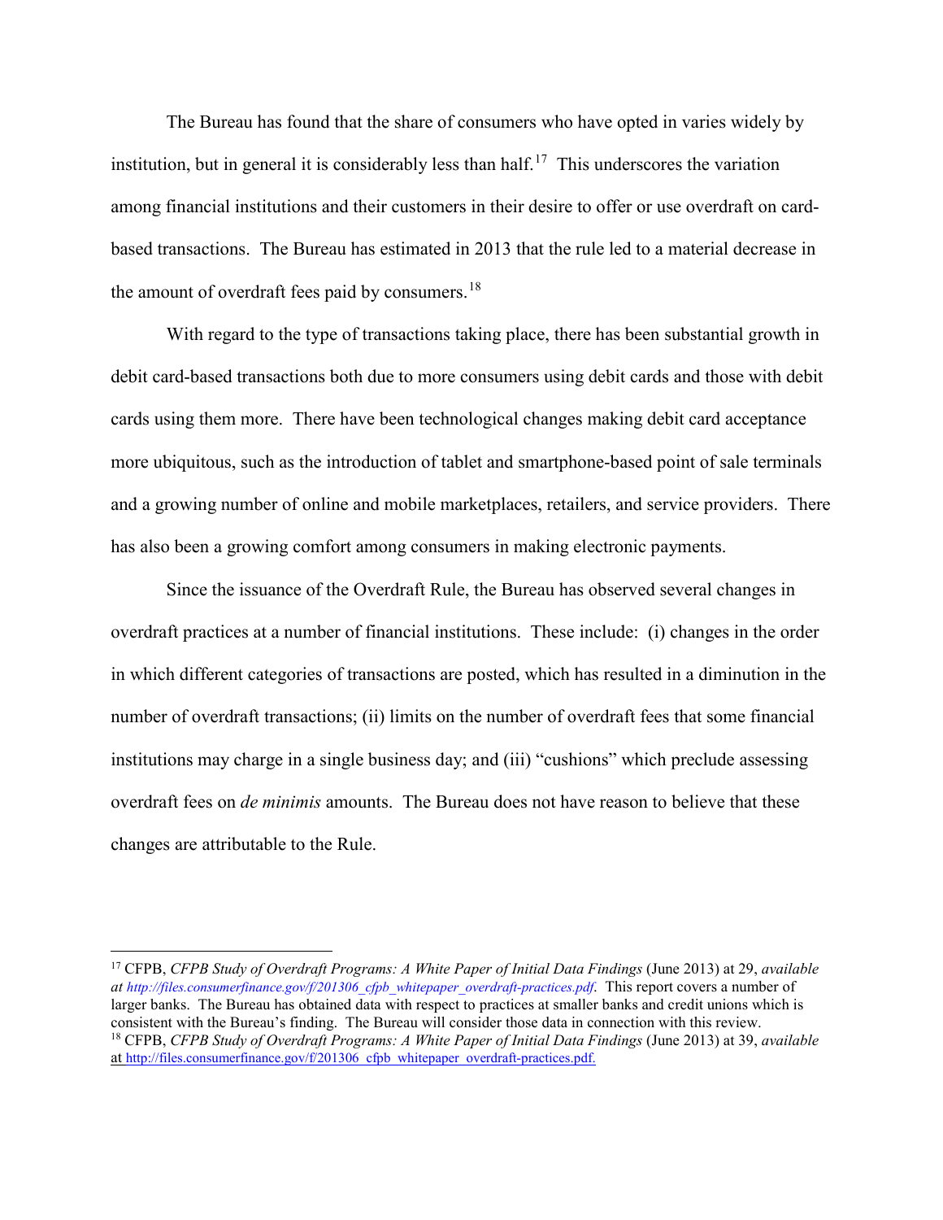The Bureau has found that the share of consumers who have opted in varies widely by institution, but in general it is considerably less than half.[17] This underscores the variation among financial institutions and their customers in their desire to offer or use overdraft on card-based transactions. The Bureau has estimated in 2013 that the rule led to a material decrease in the amount of overdraft fees paid by consumers.[18]

With regard to the type of transactions taking place, there has been substantial growth in debit card-based transactions both due to more consumers using debit cards and those with debit cards using them more. There have been technological changes making debit card acceptance more ubiquitous, such as the introduction of tablet and smartphone-based point of sale terminals and a growing number of online and mobile marketplaces, retailers, and service providers. There has also been a growing comfort among consumers in making electronic payments.

Since the issuance of the Overdraft Rule, the Bureau has observed several changes in overdraft practices at a number of financial institutions. These include: (i) changes in the order in which different categories of transactions are posted, which has resulted in a diminution in the number of overdraft transactions; (ii) limits on the number of overdraft fees that some financial institutions may charge in a single business day; and (iii) "cushions" which preclude assessing overdraft fees on *de minimis* amounts. The Bureau does not have reason to believe that these changes are attributable to the Rule.

---

[17] CFPB, *CFPB Study of Overdraft Programs: A White Paper of Initial Data Findings* (June 2013) at 29, *available at http://files.consumerfinance.gov/f/201306_cfpb_whitepaper_overdraft-practices.pdf*. This report covers a number of larger banks. The Bureau has obtained data with respect to practices at smaller banks and credit unions which is consistent with the Bureau's finding. The Bureau will consider those data in connection with this review.

[18] CFPB, *CFPB Study of Overdraft Programs: A White Paper of Initial Data Findings* (June 2013) at 39, *available* at http://files.consumerfinance.gov/f/201306_cfpb_whitepaper_overdraft-practices.pdf.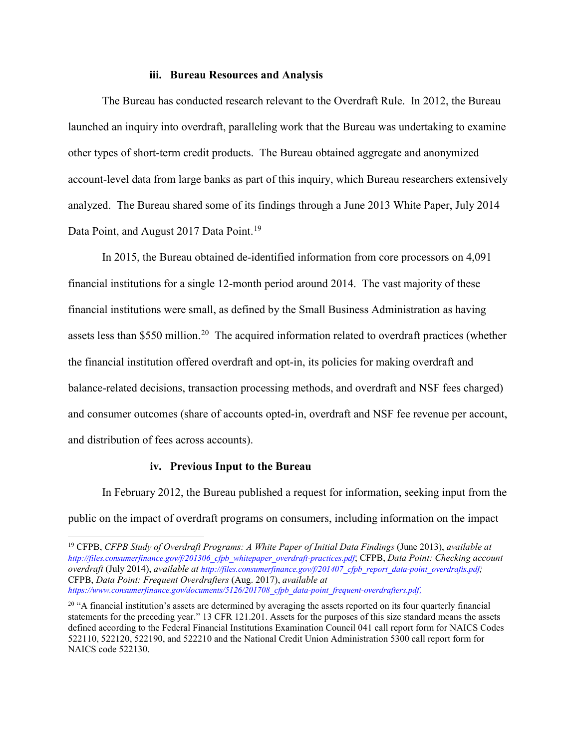### iii. Bureau Resources and Analysis

The Bureau has conducted research relevant to the Overdraft Rule. In 2012, the Bureau launched an inquiry into overdraft, paralleling work that the Bureau was undertaking to examine other types of short-term credit products. The Bureau obtained aggregate and anonymized account-level data from large banks as part of this inquiry, which Bureau researchers extensively analyzed. The Bureau shared some of its findings through a June 2013 White Paper, July 2014 Data Point, and August 2017 Data Point.[19]

In 2015, the Bureau obtained de-identified information from core processors on 4,091 financial institutions for a single 12-month period around 2014. The vast majority of these financial institutions were small, as defined by the Small Business Administration as having assets less than $550 million.[20] The acquired information related to overdraft practices (whether the financial institution offered overdraft and opt-in, its policies for making overdraft and balance-related decisions, transaction processing methods, and overdraft and NSF fees charged) and consumer outcomes (share of accounts opted-in, overdraft and NSF fee revenue per account, and distribution of fees across accounts).

### iv. Previous Input to the Bureau

In February 2012, the Bureau published a request for information, seeking input from the public on the impact of overdraft programs on consumers, including information on the impact

---

[19] CFPB, *CFPB Study of Overdraft Programs: A White Paper of Initial Data Findings* (June 2013), *available at http://files.consumerfinance.gov/f/201306_cfpb_whitepaper_overdraft-practices.pdf*; CFPB, *Data Point: Checking account overdraft* (July 2014), *available at http://files.consumerfinance.gov/f/201407_cfpb_report_data-point_overdrafts.pdf;* CFPB, *Data Point: Frequent Overdrafters* (Aug. 2017), *available at https://www.consumerfinance.gov/documents/5126/201708_cfpb_data-point_frequent-overdrafters.pdf*.

[20] "A financial institution's assets are determined by averaging the assets reported on its four quarterly financial statements for the preceding year." 13 CFR 121.201. Assets for the purposes of this size standard means the assets defined according to the Federal Financial Institutions Examination Council 041 call report form for NAICS Codes 522110, 522120, 522190, and 522210 and the National Credit Union Administration 5300 call report form for NAICS code 522130.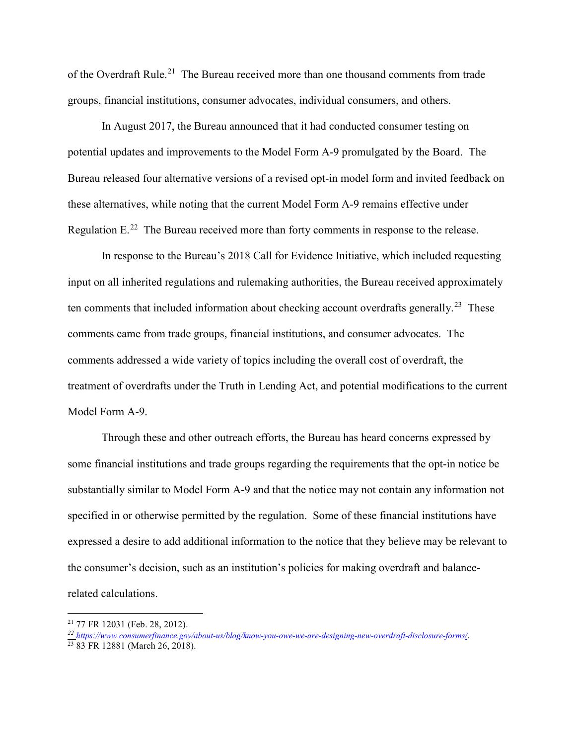of the Overdraft Rule.[21] The Bureau received more than one thousand comments from trade groups, financial institutions, consumer advocates, individual consumers, and others.

In August 2017, the Bureau announced that it had conducted consumer testing on potential updates and improvements to the Model Form A-9 promulgated by the Board. The Bureau released four alternative versions of a revised opt-in model form and invited feedback on these alternatives, while noting that the current Model Form A-9 remains effective under Regulation E.[22] The Bureau received more than forty comments in response to the release.

In response to the Bureau's 2018 Call for Evidence Initiative, which included requesting input on all inherited regulations and rulemaking authorities, the Bureau received approximately ten comments that included information about checking account overdrafts generally.[23] These comments came from trade groups, financial institutions, and consumer advocates. The comments addressed a wide variety of topics including the overall cost of overdraft, the treatment of overdrafts under the Truth in Lending Act, and potential modifications to the current Model Form A-9.

Through these and other outreach efforts, the Bureau has heard concerns expressed by some financial institutions and trade groups regarding the requirements that the opt-in notice be substantially similar to Model Form A-9 and that the notice may not contain any information not specified in or otherwise permitted by the regulation. Some of these financial institutions have expressed a desire to add additional information to the notice that they believe may be relevant to the consumer's decision, such as an institution's policies for making overdraft and balance-related calculations.

---

[21] 77 FR 12031 (Feb. 28, 2012).

[22] *https://www.consumerfinance.gov/about-us/blog/know-you-owe-we-are-designing-new-overdraft-disclosure-forms/*.

[23] 83 FR 12881 (March 26, 2018).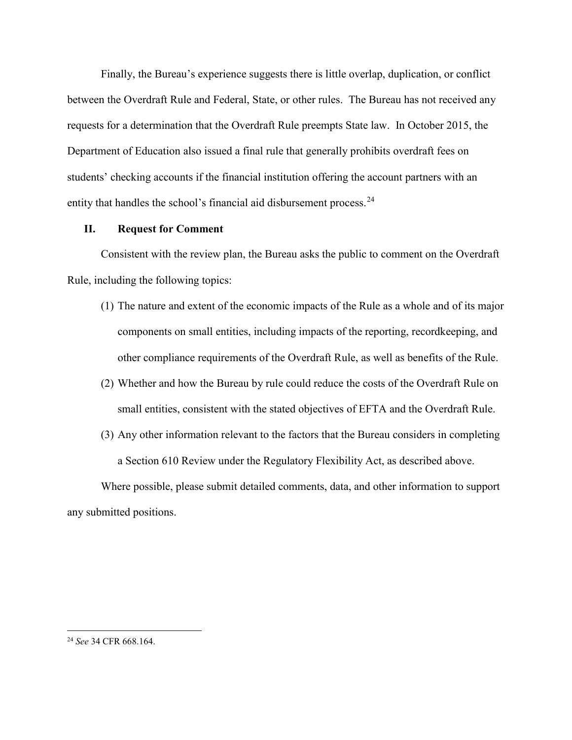Finally, the Bureau's experience suggests there is little overlap, duplication, or conflict between the Overdraft Rule and Federal, State, or other rules. The Bureau has not received any requests for a determination that the Overdraft Rule preempts State law. In October 2015, the Department of Education also issued a final rule that generally prohibits overdraft fees on students' checking accounts if the financial institution offering the account partners with an entity that handles the school's financial aid disbursement process.[24]

## II. Request for Comment

Consistent with the review plan, the Bureau asks the public to comment on the Overdraft Rule, including the following topics:

(1) The nature and extent of the economic impacts of the Rule as a whole and of its major components on small entities, including impacts of the reporting, recordkeeping, and other compliance requirements of the Overdraft Rule, as well as benefits of the Rule.

(2) Whether and how the Bureau by rule could reduce the costs of the Overdraft Rule on small entities, consistent with the stated objectives of EFTA and the Overdraft Rule.

(3) Any other information relevant to the factors that the Bureau considers in completing a Section 610 Review under the Regulatory Flexibility Act, as described above.

Where possible, please submit detailed comments, data, and other information to support any submitted positions.

---

[24] *See* 34 CFR 668.164.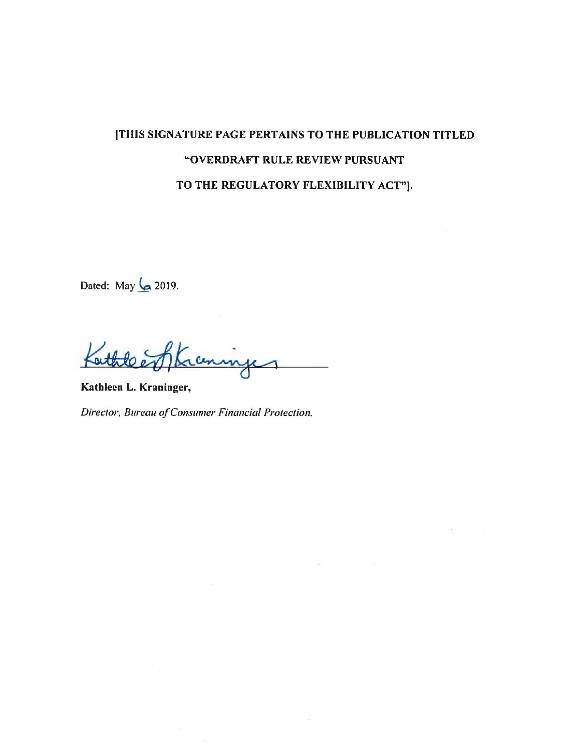**[THIS SIGNATURE PAGE PERTAINS TO THE PUBLICATION TITLED**

**"OVERDRAFT RULE REVIEW PURSUANT**

**TO THE REGULATORY FLEXIBILITY ACT"].**

Dated: May 6 2019.

Kathleen L. Kraninger

**Kathleen L. Kraninger,**

*Director, Bureau of Consumer Financial Protection.*